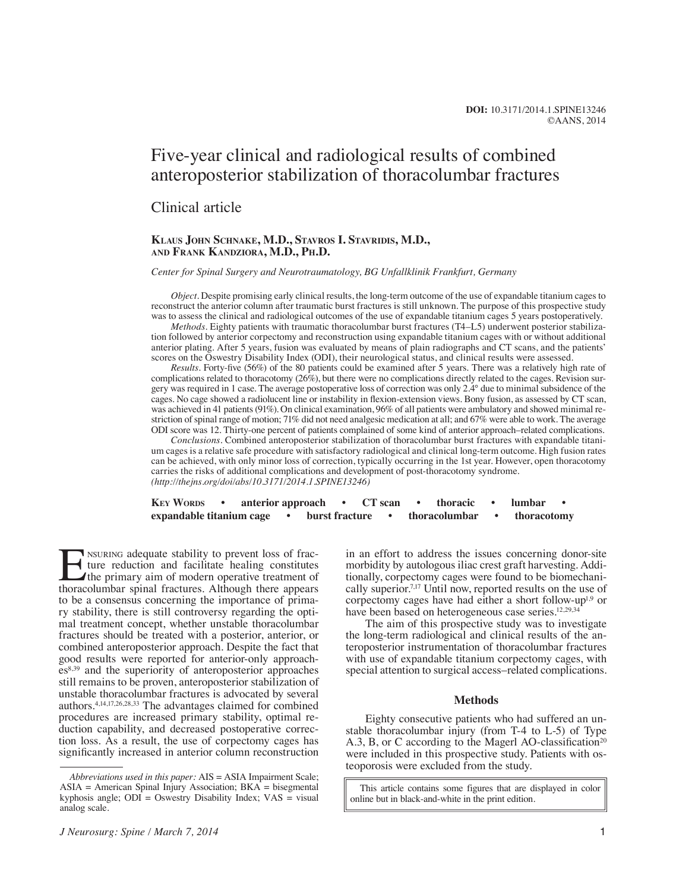DOI: 10.3171/2014.1.SPINE13246
©AANS, 2014

# Five-year clinical and radiological results of combined anteroposterior stabilization of thoracolumbar fractures

## Clinical article

**Klaus John Schnake, M.D., Stavros I. Stavridis, M.D., and Frank Kandziora, M.D., Ph.D.**

*Center for Spinal Surgery and Neurotraumatology, BG Unfallklinik Frankfurt, Germany*

*Object.* Despite promising early clinical results, the long-term outcome of the use of expandable titanium cages to reconstruct the anterior column after traumatic burst fractures is still unknown. The purpose of this prospective study was to assess the clinical and radiological outcomes of the use of expandable titanium cages 5 years postoperatively.

*Methods.* Eighty patients with traumatic thoracolumbar burst fractures (T4–L5) underwent posterior stabilization followed by anterior corpectomy and reconstruction using expandable titanium cages with or without additional anterior plating. After 5 years, fusion was evaluated by means of plain radiographs and CT scans, and the patients' scores on the Oswestry Disability Index (ODI), their neurological status, and clinical results were assessed.

*Results.* Forty-five (56%) of the 80 patients could be examined after 5 years. There was a relatively high rate of complications related to thoracotomy (26%), but there were no complications directly related to the cages. Revision surgery was required in 1 case. The average postoperative loss of correction was only 2.4° due to minimal subsidence of the cages. No cage showed a radiolucent line or instability in flexion-extension views. Bony fusion, as assessed by CT scan, was achieved in 41 patients (91%). On clinical examination, 96% of all patients were ambulatory and showed minimal restriction of spinal range of motion; 71% did not need analgesic medication at all; and 67% were able to work. The average ODI score was 12. Thirty-one percent of patients complained of some kind of anterior approach–related complications.

*Conclusions.* Combined anteroposterior stabilization of thoracolumbar burst fractures with expandable titanium cages is a relative safe procedure with satisfactory radiological and clinical long-term outcome. High fusion rates can be achieved, with only minor loss of correction, typically occurring in the 1st year. However, open thoracotomy carries the risks of additional complications and development of post-thoracotomy syndrome.
*(http://thejns.org/doi/abs/10.3171/2014.1.SPINE13246)*

**Key Words** • **anterior approach** • **CT scan** • **thoracic** • **lumbar** • **expandable titanium cage** • **burst fracture** • **thoracolumbar** • **thoracotomy**

Ensuring adequate stability to prevent loss of fracture reduction and facilitate healing constitutes the primary aim of modern operative treatment of thoracolumbar spinal fractures. Although there appears to be a consensus concerning the importance of primary stability, there is still controversy regarding the optimal treatment concept, whether unstable thoracolumbar fractures should be treated with a posterior, anterior, or combined anteroposterior approach. Despite the fact that good results were reported for anterior-only approaches[8,39] and the superiority of anteroposterior approaches still remains to be proven, anteroposterior stabilization of unstable thoracolumbar fractures is advocated by several authors.[4,14,17,26,28,33] The advantages claimed for combined procedures are increased primary stability, optimal reduction capability, and decreased postoperative correction loss. As a result, the use of corpectomy cages has significantly increased in anterior column reconstruction in an effort to address the issues concerning donor-site morbidity by autologous iliac crest graft harvesting. Additionally, corpectomy cages were found to be biomechanically superior.[7,17] Until now, reported results on the use of corpectomy cages have had either a short follow-up[1,9] or have been based on heterogeneous case series.[12,29,34]

The aim of this prospective study was to investigate the long-term radiological and clinical results of the anteroposterior instrumentation of thoracolumbar fractures with use of expandable titanium corpectomy cages, with special attention to surgical access–related complications.

### Methods

Eighty consecutive patients who had suffered an unstable thoracolumbar injury (from T-4 to L-5) of Type A.3, B, or C according to the Magerl AO-classification[20] were included in this prospective study. Patients with osteoporosis were excluded from the study.

*Abbreviations used in this paper:* AIS = ASIA Impairment Scale; ASIA = American Spinal Injury Association; BKA = bisegmental kyphosis angle; ODI = Oswestry Disability Index; VAS = visual analog scale.

This article contains some figures that are displayed in color online but in black-and-white in the print edition.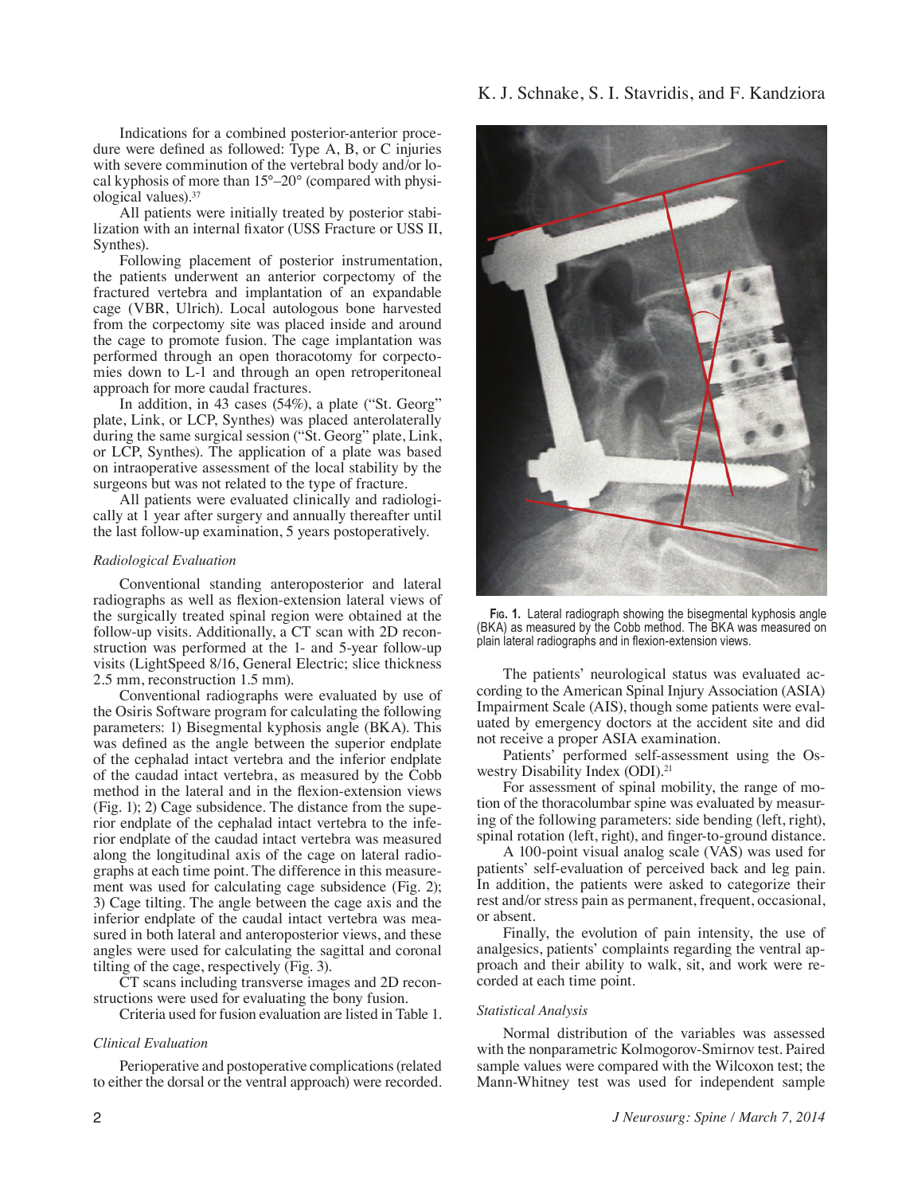Indications for a combined posterior-anterior procedure were defined as followed: Type A, B, or C injuries with severe comminution of the vertebral body and/or local kyphosis of more than 15°–20° (compared with physiological values).[37]

All patients were initially treated by posterior stabilization with an internal fixator (USS Fracture or USS II, Synthes).

Following placement of posterior instrumentation, the patients underwent an anterior corpectomy of the fractured vertebra and implantation of an expandable cage (VBR, Ulrich). Local autologous bone harvested from the corpectomy site was placed inside and around the cage to promote fusion. The cage implantation was performed through an open thoracotomy for corpectomies down to L-1 and through an open retroperitoneal approach for more caudal fractures.

In addition, in 43 cases (54%), a plate ("St. Georg" plate, Link, or LCP, Synthes) was placed anterolaterally during the same surgical session ("St. Georg" plate, Link, or LCP, Synthes). The application of a plate was based on intraoperative assessment of the local stability by the surgeons but was not related to the type of fracture.

All patients were evaluated clinically and radiologically at 1 year after surgery and annually thereafter until the last follow-up examination, 5 years postoperatively.

### *Radiological Evaluation*

Conventional standing anteroposterior and lateral radiographs as well as flexion-extension lateral views of the surgically treated spinal region were obtained at the follow-up visits. Additionally, a CT scan with 2D reconstruction was performed at the 1- and 5-year follow-up visits (LightSpeed 8/16, General Electric; slice thickness 2.5 mm, reconstruction 1.5 mm).

Conventional radiographs were evaluated by use of the Osiris Software program for calculating the following parameters: 1) Bisegmental kyphosis angle (BKA). This was defined as the angle between the superior endplate of the cephalad intact vertebra and the inferior endplate of the caudad intact vertebra, as measured by the Cobb method in the lateral and in the flexion-extension views (Fig. 1); 2) Cage subsidence. The distance from the superior endplate of the cephalad intact vertebra to the inferior endplate of the caudad intact vertebra was measured along the longitudinal axis of the cage on lateral radiographs at each time point. The difference in this measurement was used for calculating cage subsidence (Fig. 2); 3) Cage tilting. The angle between the cage axis and the inferior endplate of the caudal intact vertebra was measured in both lateral and anteroposterior views, and these angles were used for calculating the sagittal and coronal tilting of the cage, respectively (Fig. 3).

CT scans including transverse images and 2D reconstructions were used for evaluating the bony fusion.

Criteria used for fusion evaluation are listed in Table 1.

### *Clinical Evaluation*

Perioperative and postoperative complications (related to either the dorsal or the ventral approach) were recorded.

Fig. 1. Lateral radiograph showing the bisegmental kyphosis angle (BKA) as measured by the Cobb method. The BKA was measured on plain lateral radiographs and in flexion-extension views.

The patients' neurological status was evaluated according to the American Spinal Injury Association (ASIA) Impairment Scale (AIS), though some patients were evaluated by emergency doctors at the accident site and did not receive a proper ASIA examination.

Patients' performed self-assessment using the Oswestry Disability Index (ODI).[21]

For assessment of spinal mobility, the range of motion of the thoracolumbar spine was evaluated by measuring of the following parameters: side bending (left, right), spinal rotation (left, right), and finger-to-ground distance.

A 100-point visual analog scale (VAS) was used for patients' self-evaluation of perceived back and leg pain. In addition, the patients were asked to categorize their rest and/or stress pain as permanent, frequent, occasional, or absent.

Finally, the evolution of pain intensity, the use of analgesics, patients' complaints regarding the ventral approach and their ability to walk, sit, and work were recorded at each time point.

### *Statistical Analysis*

Normal distribution of the variables was assessed with the nonparametric Kolmogorov-Smirnov test. Paired sample values were compared with the Wilcoxon test; the Mann-Whitney test was used for independent sample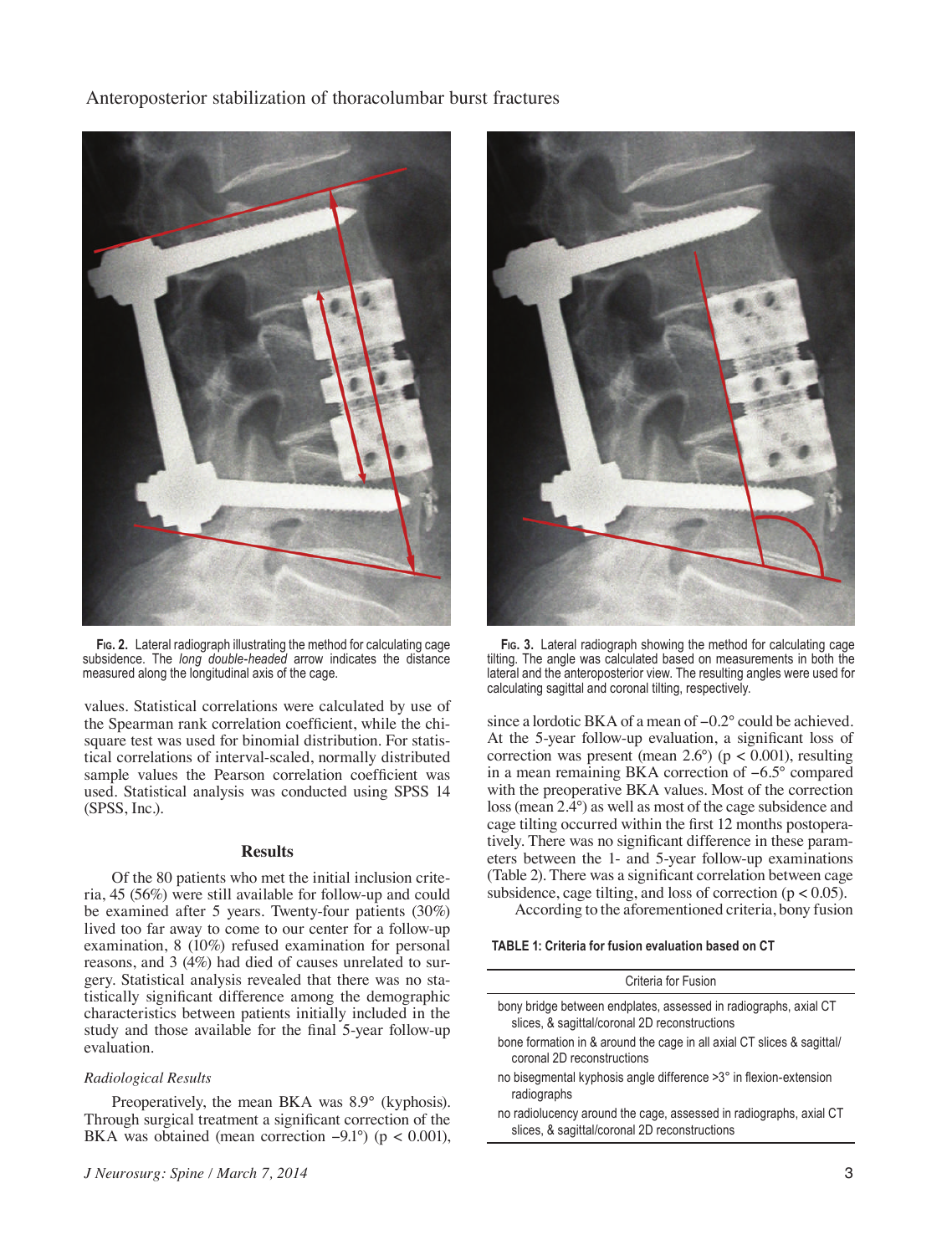Fig. 2. Lateral radiograph illustrating the method for calculating cage subsidence. The *long double-headed* arrow indicates the distance measured along the longitudinal axis of the cage.

Fig. 3. Lateral radiograph showing the method for calculating cage tilting. The angle was calculated based on measurements in both the lateral and the anteroposterior view. The resulting angles were used for calculating sagittal and coronal tilting, respectively.

values. Statistical correlations were calculated by use of the Spearman rank correlation coefficient, while the chi-square test was used for binomial distribution. For statistical correlations of interval-scaled, normally distributed sample values the Pearson correlation coefficient was used. Statistical analysis was conducted using SPSS 14 (SPSS, Inc.).

## Results

Of the 80 patients who met the initial inclusion criteria, 45 (56%) were still available for follow-up and could be examined after 5 years. Twenty-four patients (30%) lived too far away to come to our center for a follow-up examination, 8 (10%) refused examination for personal reasons, and 3 (4%) had died of causes unrelated to surgery. Statistical analysis revealed that there was no statistically significant difference among the demographic characteristics between patients initially included in the study and those available for the final 5-year follow-up evaluation.

### *Radiological Results*

Preoperatively, the mean BKA was 8.9° (kyphosis). Through surgical treatment a significant correction of the BKA was obtained (mean correction −9.1°) ($p < 0.001$), since a lordotic BKA of a mean of −0.2° could be achieved. At the 5-year follow-up evaluation, a significant loss of correction was present (mean 2.6°) ($p < 0.001$), resulting in a mean remaining BKA correction of −6.5° compared with the preoperative BKA values. Most of the correction loss (mean 2.4°) as well as most of the cage subsidence and cage tilting occurred within the first 12 months postoperatively. There was no significant difference in these parameters between the 1- and 5-year follow-up examinations (Table 2). There was a significant correlation between cage subsidence, cage tilting, and loss of correction ($p < 0.05$).

According to the aforementioned criteria, bony fusion

**TABLE 1: Criteria for fusion evaluation based on CT**

| Criteria for Fusion |
|---|
| bony bridge between endplates, assessed in radiographs, axial CT slices, & sagittal/coronal 2D reconstructions |
| bone formation in & around the cage in all axial CT slices & sagittal/coronal 2D reconstructions |
| no bisegmental kyphosis angle difference >3° in flexion-extension radiographs |
| no radiolucency around the cage, assessed in radiographs, axial CT slices, & sagittal/coronal 2D reconstructions |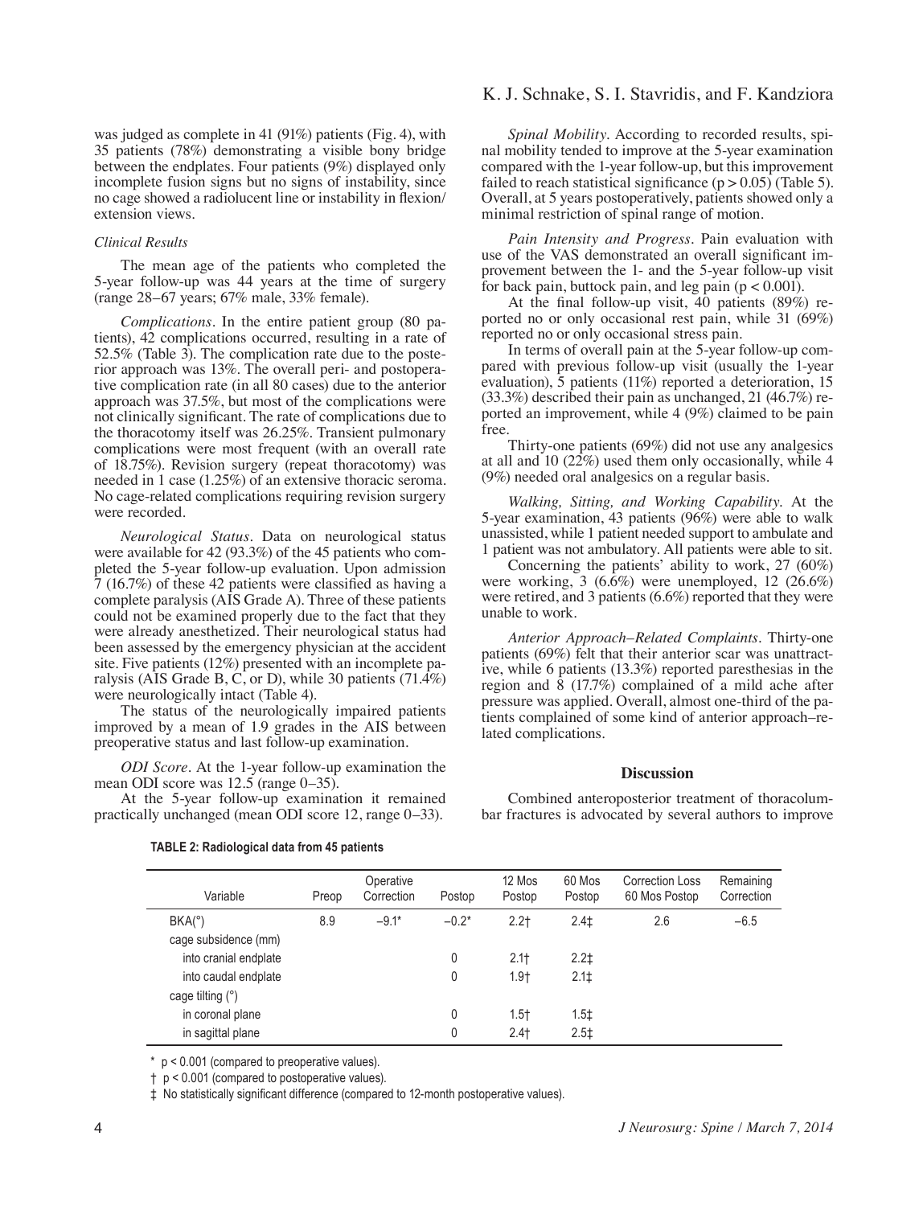was judged as complete in 41 (91%) patients (Fig. 4), with 35 patients (78%) demonstrating a visible bony bridge between the endplates. Four patients (9%) displayed only incomplete fusion signs but no signs of instability, since no cage showed a radiolucent line or instability in flexion/extension views.

### Clinical Results

The mean age of the patients who completed the 5-year follow-up was 44 years at the time of surgery (range 28–67 years; 67% male, 33% female).

*Complications*. In the entire patient group (80 patients), 42 complications occurred, resulting in a rate of 52.5% (Table 3). The complication rate due to the posterior approach was 13%. The overall peri- and postoperative complication rate (in all 80 cases) due to the anterior approach was 37.5%, but most of the complications were not clinically significant. The rate of complications due to the thoracotomy itself was 26.25%. Transient pulmonary complications were most frequent (with an overall rate of 18.75%). Revision surgery (repeat thoracotomy) was needed in 1 case (1.25%) of an extensive thoracic seroma. No cage-related complications requiring revision surgery were recorded.

*Neurological Status*. Data on neurological status were available for 42 (93.3%) of the 45 patients who completed the 5-year follow-up evaluation. Upon admission 7 (16.7%) of these 42 patients were classified as having a complete paralysis (AIS Grade A). Three of these patients could not be examined properly due to the fact that they were already anesthetized. Their neurological status had been assessed by the emergency physician at the accident site. Five patients (12%) presented with an incomplete paralysis (AIS Grade B, C, or D), while 30 patients (71.4%) were neurologically intact (Table 4).

The status of the neurologically impaired patients improved by a mean of 1.9 grades in the AIS between preoperative status and last follow-up examination.

*ODI Score*. At the 1-year follow-up examination the mean ODI score was 12.5 (range 0–35).

At the 5-year follow-up examination it remained practically unchanged (mean ODI score 12, range 0–33).

*Spinal Mobility*. According to recorded results, spinal mobility tended to improve at the 5-year examination compared with the 1-year follow-up, but this improvement failed to reach statistical significance ($p > 0.05$) (Table 5). Overall, at 5 years postoperatively, patients showed only a minimal restriction of spinal range of motion.

*Pain Intensity and Progress*. Pain evaluation with use of the VAS demonstrated an overall significant improvement between the 1- and the 5-year follow-up visit for back pain, buttock pain, and leg pain ($p < 0.001$).

At the final follow-up visit, 40 patients (89%) reported no or only occasional rest pain, while 31 (69%) reported no or only occasional stress pain.

In terms of overall pain at the 5-year follow-up compared with previous follow-up visit (usually the 1-year evaluation), 5 patients (11%) reported a deterioration, 15 (33.3%) described their pain as unchanged, 21 (46.7%) reported an improvement, while 4 (9%) claimed to be pain free.

Thirty-one patients (69%) did not use any analgesics at all and 10 (22%) used them only occasionally, while 4 (9%) needed oral analgesics on a regular basis.

*Walking, Sitting, and Working Capability*. At the 5-year examination, 43 patients (96%) were able to walk unassisted, while 1 patient needed support to ambulate and 1 patient was not ambulatory. All patients were able to sit.

Concerning the patients' ability to work, 27 (60%) were working, 3 (6.6%) were unemployed, 12 (26.6%) were retired, and 3 patients (6.6%) reported that they were unable to work.

*Anterior Approach–Related Complaints*. Thirty-one patients (69%) felt that their anterior scar was unattractive, while 6 patients (13.3%) reported paresthesias in the region and 8 (17.7%) complained of a mild ache after pressure was applied. Overall, almost one-third of the patients complained of some kind of anterior approach–related complications.

## Discussion

Combined anteroposterior treatment of thoracolumbar fractures is advocated by several authors to improve

**TABLE 2: Radiological data from 45 patients**

| Variable | Preop | Operative Correction | Postop | 12 Mos Postop | 60 Mos Postop | Correction Loss 60 Mos Postop | Remaining Correction |
|---|---|---|---|---|---|---|---|
| BKA(°) | 8.9 | −9.1* | −0.2* | 2.2† | 2.4‡ | 2.6 | −6.5 |
| cage subsidence (mm) | | | | | | | |
| into cranial endplate | | | 0 | 2.1† | 2.2‡ | | |
| into caudal endplate | | | 0 | 1.9† | 2.1‡ | | |
| cage tilting (°) | | | | | | | |
| in coronal plane | | | 0 | 1.5† | 1.5‡ | | |
| in sagittal plane | | | 0 | 2.4† | 2.5‡ | | |

\* $p < 0.001$ (compared to preoperative values).

† $p < 0.001$ (compared to postoperative values).

‡ No statistically significant difference (compared to 12-month postoperative values).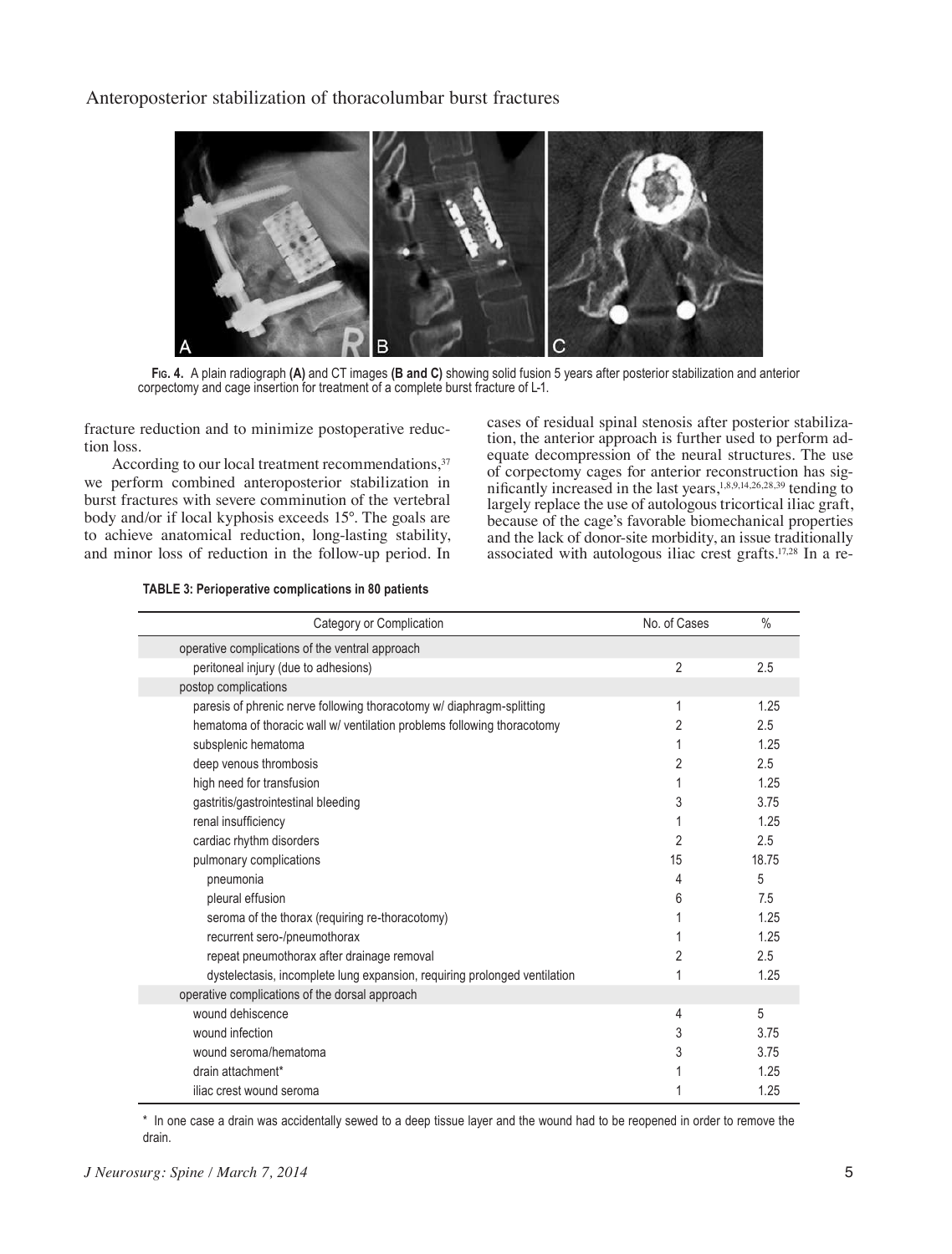**Fig. 4.** A plain radiograph **(A)** and CT images **(B and C)** showing solid fusion 5 years after posterior stabilization and anterior corpectomy and cage insertion for treatment of a complete burst fracture of L-1.

fracture reduction and to minimize postoperative reduction loss.

According to our local treatment recommendations,[37] we perform combined anteroposterior stabilization in burst fractures with severe comminution of the vertebral body and/or if local kyphosis exceeds 15°. The goals are to achieve anatomical reduction, long-lasting stability, and minor loss of reduction in the follow-up period. In cases of residual spinal stenosis after posterior stabilization, the anterior approach is further used to perform adequate decompression of the neural structures. The use of corpectomy cages for anterior reconstruction has significantly increased in the last years,[1,8,9,14,26,28,39] tending to largely replace the use of autologous tricortical iliac graft, because of the cage's favorable biomechanical properties and the lack of donor-site morbidity, an issue traditionally associated with autologous iliac crest grafts.[17,28] In a re-

**TABLE 3: Perioperative complications in 80 patients**

| Category or Complication | No. of Cases | % |
|---|---|---|
| operative complications of the ventral approach | | |
| peritoneal injury (due to adhesions) | 2 | 2.5 |
| postop complications | | |
| paresis of phrenic nerve following thoracotomy w/ diaphragm-splitting | 1 | 1.25 |
| hematoma of thoracic wall w/ ventilation problems following thoracotomy | 2 | 2.5 |
| subsplenic hematoma | 1 | 1.25 |
| deep venous thrombosis | 2 | 2.5 |
| high need for transfusion | 1 | 1.25 |
| gastritis/gastrointestinal bleeding | 3 | 3.75 |
| renal insufficiency | 1 | 1.25 |
| cardiac rhythm disorders | 2 | 2.5 |
| pulmonary complications | 15 | 18.75 |
| pneumonia | 4 | 5 |
| pleural effusion | 6 | 7.5 |
| seroma of the thorax (requiring re-thoracotomy) | 1 | 1.25 |
| recurrent sero-/pneumothorax | 1 | 1.25 |
| repeat pneumothorax after drainage removal | 2 | 2.5 |
| dystelectasis, incomplete lung expansion, requiring prolonged ventilation | 1 | 1.25 |
| operative complications of the dorsal approach | | |
| wound dehiscence | 4 | 5 |
| wound infection | 3 | 3.75 |
| wound seroma/hematoma | 3 | 3.75 |
| drain attachment* | 1 | 1.25 |
| iliac crest wound seroma | 1 | 1.25 |

\* In one case a drain was accidentally sewed to a deep tissue layer and the wound had to be reopened in order to remove the drain.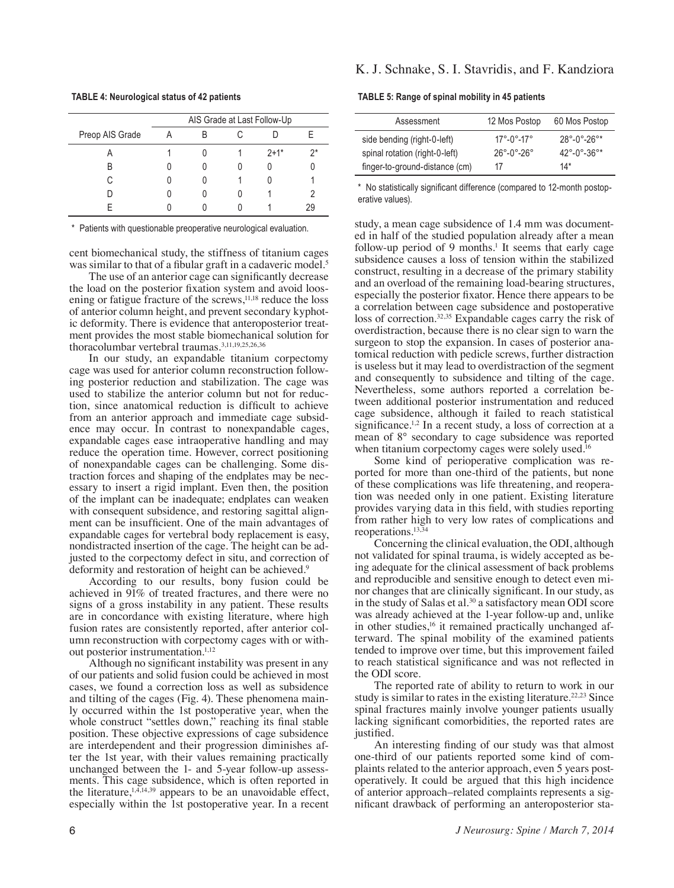**TABLE 4: Neurological status of 42 patients**

| Preop AIS Grade | AIS Grade at Last Follow-Up | | | | |
|---|---|---|---|---|---|
| | A | B | C | D | E |
| A | 1 | 0 | 1 | 2+1* | 2* |
| B | 0 | 0 | 0 | 0 | 0 |
| C | 0 | 0 | 1 | 0 | 1 |
| D | 0 | 0 | 0 | 1 | 2 |
| E | 0 | 0 | 0 | 1 | 29 |

\* Patients with questionable preoperative neurological evaluation.

cent biomechanical study, the stiffness of titanium cages was similar to that of a fibular graft in a cadaveric model.[5]

The use of an anterior cage can significantly decrease the load on the posterior fixation system and avoid loosening or fatigue fracture of the screws,[11,18] reduce the loss of anterior column height, and prevent secondary kyphotic deformity. There is evidence that anteroposterior treatment provides the most stable biomechanical solution for thoracolumbar vertebral traumas.[3,11,19,25,26,36]

In our study, an expandable titanium corpectomy cage was used for anterior column reconstruction following posterior reduction and stabilization. The cage was used to stabilize the anterior column but not for reduction, since anatomical reduction is difficult to achieve from an anterior approach and immediate cage subsidence may occur. In contrast to nonexpandable cages, expandable cages ease intraoperative handling and may reduce the operation time. However, correct positioning of nonexpandable cages can be challenging. Some distraction forces and shaping of the endplates may be necessary to insert a rigid implant. Even then, the position of the implant can be inadequate; endplates can weaken with consequent subsidence, and restoring sagittal alignment can be insufficient. One of the main advantages of expandable cages for vertebral body replacement is easy, nondistracted insertion of the cage. The height can be adjusted to the corpectomy defect in situ, and correction of deformity and restoration of height can be achieved.[9]

According to our results, bony fusion could be achieved in 91% of treated fractures, and there were no signs of a gross instability in any patient. These results are in concordance with existing literature, where high fusion rates are consistently reported, after anterior column reconstruction with corpectomy cages with or without posterior instrumentation.[1,12]

Although no significant instability was present in any of our patients and solid fusion could be achieved in most cases, we found a correction loss as well as subsidence and tilting of the cages (Fig. 4). These phenomena mainly occurred within the 1st postoperative year, when the whole construct "settles down," reaching its final stable position. These objective expressions of cage subsidence are interdependent and their progression diminishes after the 1st year, with their values remaining practically unchanged between the 1- and 5-year follow-up assessments. This cage subsidence, which is often reported in the literature,[1,4,14,39] appears to be an unavoidable effect, especially within the 1st postoperative year. In a recent

**TABLE 5: Range of spinal mobility in 45 patients**

| Assessment | 12 Mos Postop | 60 Mos Postop |
|---|---|---|
| side bending (right-0-left) | 17°-0°-17° | 28°-0°-26°* |
| spinal rotation (right-0-left) | 26°-0°-26° | 42°-0°-36°* |
| finger-to-ground-distance (cm) | 17 | 14* |

\* No statistically significant difference (compared to 12-month postoperative values).

study, a mean cage subsidence of 1.4 mm was documented in half of the studied population already after a mean follow-up period of 9 months.[1] It seems that early cage subsidence causes a loss of tension within the stabilized construct, resulting in a decrease of the primary stability and an overload of the remaining load-bearing structures, especially the posterior fixator. Hence there appears to be a correlation between cage subsidence and postoperative loss of correction.[32,35] Expandable cages carry the risk of overdistraction, because there is no clear sign to warn the surgeon to stop the expansion. In cases of posterior anatomical reduction with pedicle screws, further distraction is useless but it may lead to overdistraction of the segment and consequently to subsidence and tilting of the cage. Nevertheless, some authors reported a correlation between additional posterior instrumentation and reduced cage subsidence, although it failed to reach statistical significance.[1,2] In a recent study, a loss of correction at a mean of 8° secondary to cage subsidence was reported when titanium corpectomy cages were solely used.[16]

Some kind of perioperative complication was reported for more than one-third of the patients, but none of these complications was life threatening, and reoperation was needed only in one patient. Existing literature provides varying data in this field, with studies reporting from rather high to very low rates of complications and reoperations.[13,34]

Concerning the clinical evaluation, the ODI, although not validated for spinal trauma, is widely accepted as being adequate for the clinical assessment of back problems and reproducible and sensitive enough to detect even minor changes that are clinically significant. In our study, as in the study of Salas et al.[30] a satisfactory mean ODI score was already achieved at the 1-year follow-up and, unlike in other studies,[16] it remained practically unchanged afterward. The spinal mobility of the examined patients tended to improve over time, but this improvement failed to reach statistical significance and was not reflected in the ODI score.

The reported rate of ability to return to work in our study is similar to rates in the existing literature.[22,23] Since spinal fractures mainly involve younger patients usually lacking significant comorbidities, the reported rates are justified.

An interesting finding of our study was that almost one-third of our patients reported some kind of complaints related to the anterior approach, even 5 years postoperatively. It could be argued that this high incidence of anterior approach–related complaints represents a significant drawback of performing an anteroposterior sta-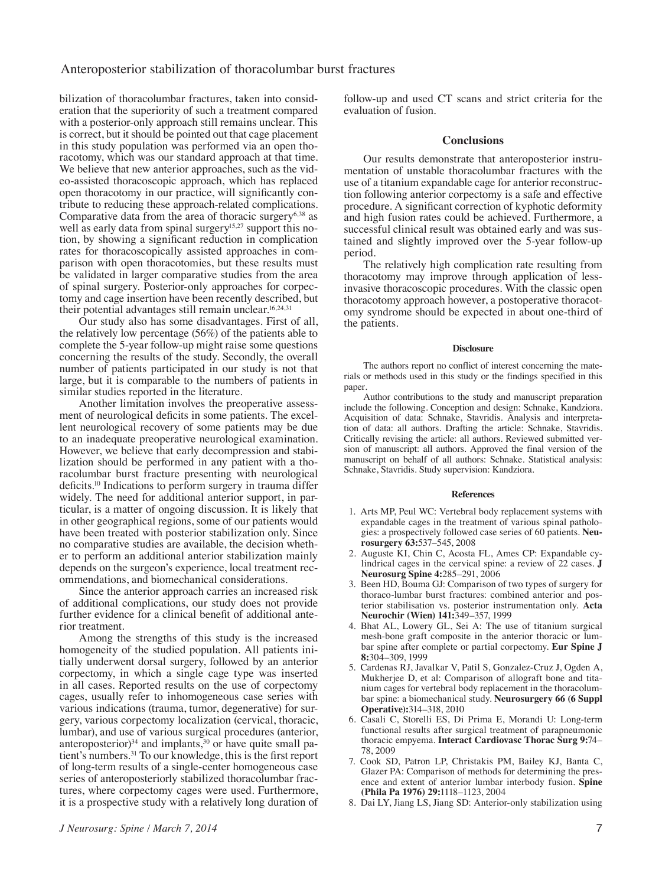bilization of thoracolumbar fractures, taken into consideration that the superiority of such a treatment compared with a posterior-only approach still remains unclear. This is correct, but it should be pointed out that cage placement in this study population was performed via an open thoracotomy, which was our standard approach at that time. We believe that new anterior approaches, such as the video-assisted thoracoscopic approach, which has replaced open thoracotomy in our practice, will significantly contribute to reducing these approach-related complications. Comparative data from the area of thoracic surgery[6,38] as well as early data from spinal surgery[15,27] support this notion, by showing a significant reduction in complication rates for thoracoscopically assisted approaches in comparison with open thoracotomies, but these results must be validated in larger comparative studies from the area of spinal surgery. Posterior-only approaches for corpectomy and cage insertion have been recently described, but their potential advantages still remain unclear.[16,24,31]

Our study also has some disadvantages. First of all, the relatively low percentage (56%) of the patients able to complete the 5-year follow-up might raise some questions concerning the results of the study. Secondly, the overall number of patients participated in our study is not that large, but it is comparable to the numbers of patients in similar studies reported in the literature.

Another limitation involves the preoperative assessment of neurological deficits in some patients. The excellent neurological recovery of some patients may be due to an inadequate preoperative neurological examination. However, we believe that early decompression and stabilization should be performed in any patient with a thoracolumbar burst fracture presenting with neurological deficits.[10] Indications to perform surgery in trauma differ widely. The need for additional anterior support, in particular, is a matter of ongoing discussion. It is likely that in other geographical regions, some of our patients would have been treated with posterior stabilization only. Since no comparative studies are available, the decision whether to perform an additional anterior stabilization mainly depends on the surgeon's experience, local treatment recommendations, and biomechanical considerations.

Since the anterior approach carries an increased risk of additional complications, our study does not provide further evidence for a clinical benefit of additional anterior treatment.

Among the strengths of this study is the increased homogeneity of the studied population. All patients initially underwent dorsal surgery, followed by an anterior corpectomy, in which a single cage type was inserted in all cases. Reported results on the use of corpectomy cages, usually refer to inhomogeneous case series with various indications (trauma, tumor, degenerative) for surgery, various corpectomy localization (cervical, thoracic, lumbar), and use of various surgical procedures (anterior, anteroposterior)[34] and implants,[30] or have quite small patient's numbers.[31] To our knowledge, this is the first report of long-term results of a single-center homogeneous case series of anteroposteriorly stabilized thoracolumbar fractures, where corpectomy cages were used. Furthermore, it is a prospective study with a relatively long duration of follow-up and used CT scans and strict criteria for the evaluation of fusion.

## Conclusions

Our results demonstrate that anteroposterior instrumentation of unstable thoracolumbar fractures with the use of a titanium expandable cage for anterior reconstruction following anterior corpectomy is a safe and effective procedure. A significant correction of kyphotic deformity and high fusion rates could be achieved. Furthermore, a successful clinical result was obtained early and was sustained and slightly improved over the 5-year follow-up period.

The relatively high complication rate resulting from thoracotomy may improve through application of less-invasive thoracoscopic procedures. With the classic open thoracotomy approach however, a postoperative thoracotomy syndrome should be expected in about one-third of the patients.

#### Disclosure

The authors report no conflict of interest concerning the materials or methods used in this study or the findings specified in this paper.

Author contributions to the study and manuscript preparation include the following. Conception and design: Schnake, Kandziora. Acquisition of data: Schnake, Stavridis. Analysis and interpretation of data: all authors. Drafting the article: Schnake, Stavridis. Critically revising the article: all authors. Reviewed submitted version of manuscript: all authors. Approved the final version of the manuscript on behalf of all authors: Schnake. Statistical analysis: Schnake, Stavridis. Study supervision: Kandziora.

#### References

1. Arts MP, Peul WC: Vertebral body replacement systems with expandable cages in the treatment of various spinal pathologies: a prospectively followed case series of 60 patients. **Neurosurgery 63:**537–545, 2008
2. Auguste KI, Chin C, Acosta FL, Ames CP: Expandable cylindrical cages in the cervical spine: a review of 22 cases. **J Neurosurg Spine 4:**285–291, 2006
3. Been HD, Bouma GJ: Comparison of two types of surgery for thoraco-lumbar burst fractures: combined anterior and posterior stabilisation vs. posterior instrumentation only. **Acta Neurochir (Wien) 141:**349–357, 1999
4. Bhat AL, Lowery GL, Sei A: The use of titanium surgical mesh-bone graft composite in the anterior thoracic or lumbar spine after complete or partial corpectomy. **Eur Spine J 8:**304–309, 1999
5. Cardenas RJ, Javalkar V, Patil S, Gonzalez-Cruz J, Ogden A, Mukherjee D, et al: Comparison of allograft bone and titanium cages for vertebral body replacement in the thoracolumbar spine: a biomechanical study. **Neurosurgery 66 (6 Suppl Operative):**314–318, 2010
6. Casali C, Storelli ES, Di Prima E, Morandi U: Long-term functional results after surgical treatment of parapneumonic thoracic empyema. **Interact Cardiovasc Thorac Surg 9:**74–78, 2009
7. Cook SD, Patron LP, Christakis PM, Bailey KJ, Banta C, Glazer PA: Comparison of methods for determining the presence and extent of anterior lumbar interbody fusion. **Spine (Phila Pa 1976) 29:**1118–1123, 2004
8. Dai LY, Jiang LS, Jiang SD: Anterior-only stabilization using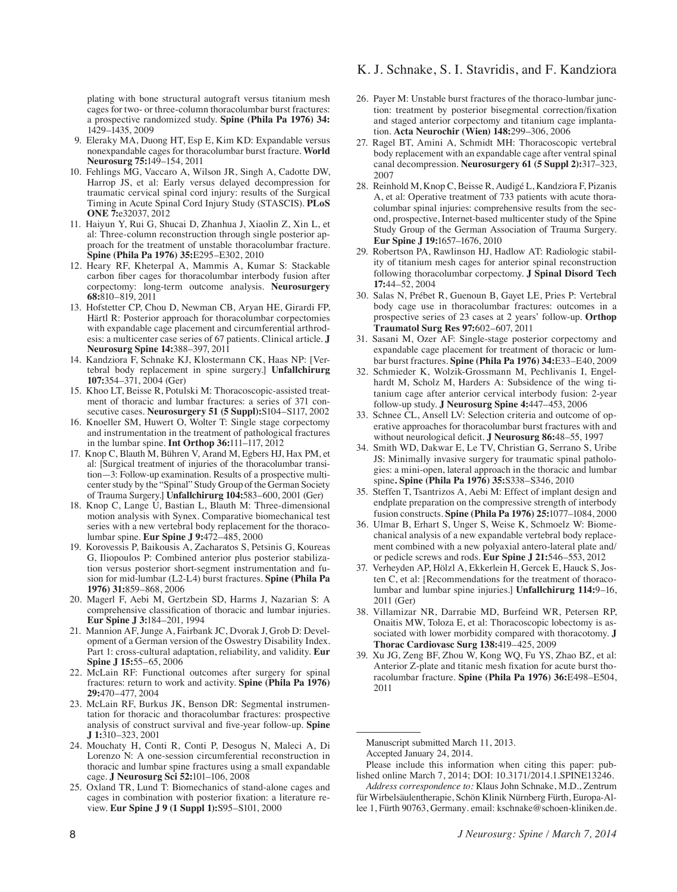plating with bone structural autograft versus titanium mesh cages for two- or three-column thoracolumbar burst fractures: a prospective randomized study. **Spine (Phila Pa 1976) 34:**1429–1435, 2009

9. Eleraky MA, Duong HT, Esp E, Kim KD: Expandable versus nonexpandable cages for thoracolumbar burst fracture. **World Neurosurg 75:**149–154, 2011
10. Fehlings MG, Vaccaro A, Wilson JR, Singh A, Cadotte DW, Harrop JS, et al: Early versus delayed decompression for traumatic cervical spinal cord injury: results of the Surgical Timing in Acute Spinal Cord Injury Study (STASCIS). **PLoS ONE 7:**e32037, 2012
11. Haiyun Y, Rui G, Shucai D, Zhanhua J, Xiaolin Z, Xin L, et al: Three-column reconstruction through single posterior approach for the treatment of unstable thoracolumbar fracture. **Spine (Phila Pa 1976) 35:**E295–E302, 2010
12. Heary RF, Kheterpal A, Mammis A, Kumar S: Stackable carbon fiber cages for thoracolumbar interbody fusion after corpectomy: long-term outcome analysis. **Neurosurgery 68:**810–819, 2011
13. Hofstetter CP, Chou D, Newman CB, Aryan HE, Girardi FP, Härtl R: Posterior approach for thoracolumbar corpectomies with expandable cage placement and circumferential arthrodesis: a multicenter case series of 67 patients. Clinical article. **J Neurosurg Spine 14:**388–397, 2011
14. Kandziora F, Schnake KJ, Klostermann CK, Haas NP: [Vertebral body replacement in spine surgery.] **Unfallchirurg 107:**354–371, 2004 (Ger)
15. Khoo LT, Beisse R, Potulski M: Thoracoscopic-assisted treatment of thoracic and lumbar fractures: a series of 371 consecutive cases. **Neurosurgery 51 (5 Suppl):**S104–S117, 2002
16. Knoeller SM, Huwert O, Wolter T: Single stage corpectomy and instrumentation in the treatment of pathological fractures in the lumbar spine. **Int Orthop 36:**111–117, 2012
17. Knop C, Blauth M, Bühren V, Arand M, Egbers HJ, Hax PM, et al: [Surgical treatment of injuries of the thoracolumbar transition—3: Follow-up examination. Results of a prospective multicenter study by the "Spinal" Study Group of the German Society of Trauma Surgery.] **Unfallchirurg 104:**583–600, 2001 (Ger)
18. Knop C, Lange U, Bastian L, Blauth M: Three-dimensional motion analysis with Synex. Comparative biomechanical test series with a new vertebral body replacement for the thoracolumbar spine. **Eur Spine J 9:**472–485, 2000
19. Korovessis P, Baikousis A, Zacharatos S, Petsinis G, Koureas G, Iliopoulos P: Combined anterior plus posterior stabilization versus posterior short-segment instrumentation and fusion for mid-lumbar (L2-L4) burst fractures. **Spine (Phila Pa 1976) 31:**859–868, 2006
20. Magerl F, Aebi M, Gertzbein SD, Harms J, Nazarian S: A comprehensive classification of thoracic and lumbar injuries. **Eur Spine J 3:**184–201, 1994
21. Mannion AF, Junge A, Fairbank JC, Dvorak J, Grob D: Development of a German version of the Oswestry Disability Index. Part 1: cross-cultural adaptation, reliability, and validity. **Eur Spine J 15:**55–65, 2006
22. McLain RF: Functional outcomes after surgery for spinal fractures: return to work and activity. **Spine (Phila Pa 1976) 29:**470–477, 2004
23. McLain RF, Burkus JK, Benson DR: Segmental instrumentation for thoracic and thoracolumbar fractures: prospective analysis of construct survival and five-year follow-up. **Spine J 1:**310–323, 2001
24. Mouchaty H, Conti R, Conti P, Desogus N, Maleci A, Di Lorenzo N: A one-session circumferential reconstruction in thoracic and lumbar spine fractures using a small expandable cage. **J Neurosurg Sci 52:**101–106, 2008
25. Oxland TR, Lund T: Biomechanics of stand-alone cages and cages in combination with posterior fixation: a literature review. **Eur Spine J 9 (1 Suppl 1):**S95–S101, 2000
26. Payer M: Unstable burst fractures of the thoraco-lumbar junction: treatment by posterior bisegmental correction/fixation and staged anterior corpectomy and titanium cage implantation. **Acta Neurochir (Wien) 148:**299–306, 2006
27. Ragel BT, Amini A, Schmidt MH: Thoracoscopic vertebral body replacement with an expandable cage after ventral spinal canal decompression. **Neurosurgery 61 (5 Suppl 2):**317–323, 2007
28. Reinhold M, Knop C, Beisse R, Audigé L, Kandziora F, Pizanis A, et al: Operative treatment of 733 patients with acute thoracolumbar spinal injuries: comprehensive results from the second, prospective, Internet-based multicenter study of the Spine Study Group of the German Association of Trauma Surgery. **Eur Spine J 19:**1657–1676, 2010
29. Robertson PA, Rawlinson HJ, Hadlow AT: Radiologic stability of titanium mesh cages for anterior spinal reconstruction following thoracolumbar corpectomy. **J Spinal Disord Tech 17:**44–52, 2004
30. Salas N, Prébet R, Guenoun B, Gayet LE, Pries P: Vertebral body cage use in thoracolumbar fractures: outcomes in a prospective series of 23 cases at 2 years' follow-up. **Orthop Traumatol Surg Res 97:**602–607, 2011
31. Sasani M, Ozer AF: Single-stage posterior corpectomy and expandable cage placement for treatment of thoracic or lumbar burst fractures. **Spine (Phila Pa 1976) 34:**E33–E40, 2009
32. Schmieder K, Wolzik-Grossmann M, Pechlivanis I, Engelhardt M, Scholz M, Harders A: Subsidence of the wing titanium cage after anterior cervical interbody fusion: 2-year follow-up study. **J Neurosurg Spine 4:**447–453, 2006
33. Schnee CL, Ansell LV: Selection criteria and outcome of operative approaches for thoracolumbar burst fractures with and without neurological deficit. **J Neurosurg 86:**48–55, 1997
34. Smith WD, Dakwar E, Le TV, Christian G, Serrano S, Uribe JS: Minimally invasive surgery for traumatic spinal pathologies: a mini-open, lateral approach in the thoracic and lumbar spine**. Spine (Phila Pa 1976) 35:**S338–S346, 2010
35. Steffen T, Tsantrizos A, Aebi M: Effect of implant design and endplate preparation on the compressive strength of interbody fusion constructs. **Spine (Phila Pa 1976) 25:**1077–1084, 2000
36. Ulmar B, Erhart S, Unger S, Weise K, Schmoelz W: Biomechanical analysis of a new expandable vertebral body replacement combined with a new polyaxial antero-lateral plate and/or pedicle screws and rods. **Eur Spine J 21:**546–553, 2012
37. Verheyden AP, Hölzl A, Ekkerlein H, Gercek E, Hauck S, Josten C, et al: [Recommendations for the treatment of thoracolumbar and lumbar spine injuries.] **Unfallchirurg 114:**9–16, 2011 (Ger)
38. Villamizar NR, Darrabie MD, Burfeind WR, Petersen RP, Onaitis MW, Toloza E, et al: Thoracoscopic lobectomy is associated with lower morbidity compared with thoracotomy. **J Thorac Cardiovasc Surg 138:**419–425, 2009
39. Xu JG, Zeng BF, Zhou W, Kong WQ, Fu YS, Zhao BZ, et al: Anterior Z-plate and titanic mesh fixation for acute burst thoracolumbar fracture. **Spine (Phila Pa 1976) 36:**E498–E504, 2011

---

Manuscript submitted March 11, 2013.

Accepted January 24, 2014.

Please include this information when citing this paper: published online March 7, 2014; DOI: 10.3171/2014.1.SPINE13246.

*Address correspondence to:* Klaus John Schnake, M.D., Zentrum für Wirbelsäulentherapie, Schön Klinik Nürnberg Fürth, Europa-Allee 1, Fürth 90763, Germany. email: kschnake@schoen-kliniken.de.